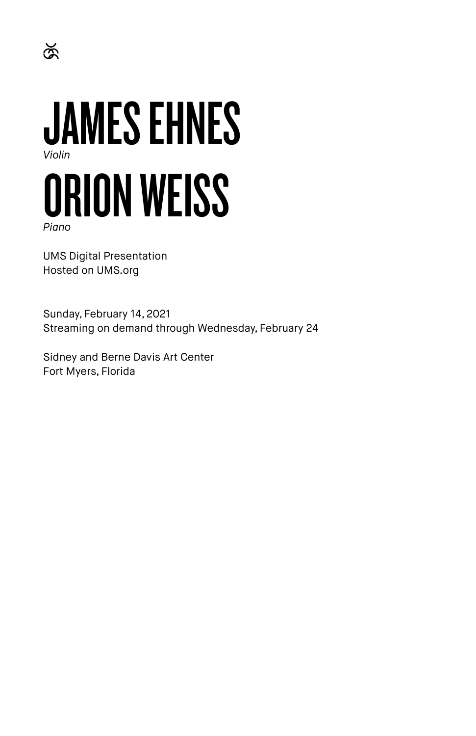# JAMES EHNES

*Violin*

# ORION WEISS

*Piano*

UMS Digital Presentation
Hosted on UMS.org

Sunday, February 14, 2021
Streaming on demand through Wednesday, February 24

Sidney and Berne Davis Art Center
Fort Myers, Florida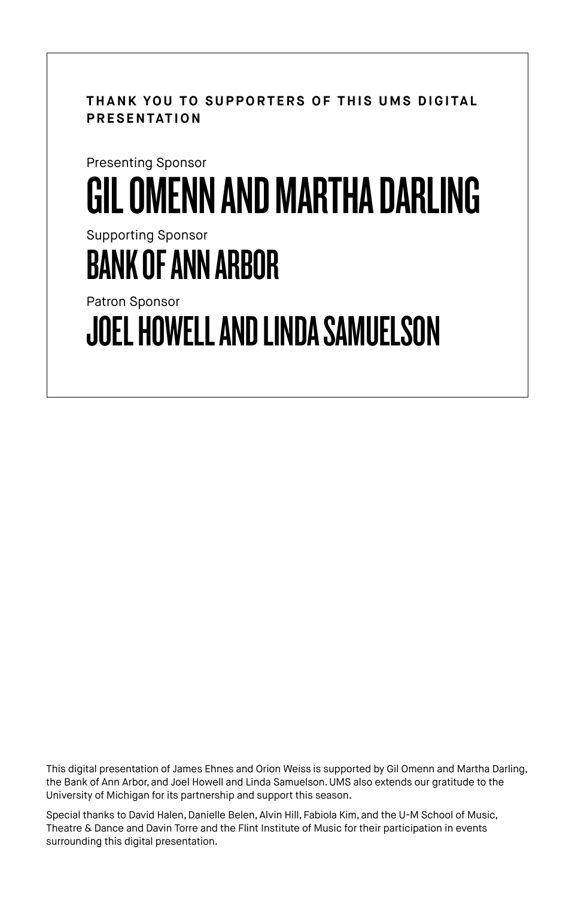**THANK YOU TO SUPPORTERS OF THIS UMS DIGITAL PRESENTATION**

Presenting Sponsor

## GIL OMENN AND MARTHA DARLING

Supporting Sponsor

## BANK OF ANN ARBOR

Patron Sponsor

## JOEL HOWELL AND LINDA SAMUELSON

This digital presentation of James Ehnes and Orion Weiss is supported by Gil Omenn and Martha Darling, the Bank of Ann Arbor, and Joel Howell and Linda Samuelson. UMS also extends our gratitude to the University of Michigan for its partnership and support this season.

Special thanks to David Halen, Danielle Belen, Alvin Hill, Fabiola Kim, and the U-M School of Music, Theatre & Dance and Davin Torre and the Flint Institute of Music for their participation in events surrounding this digital presentation.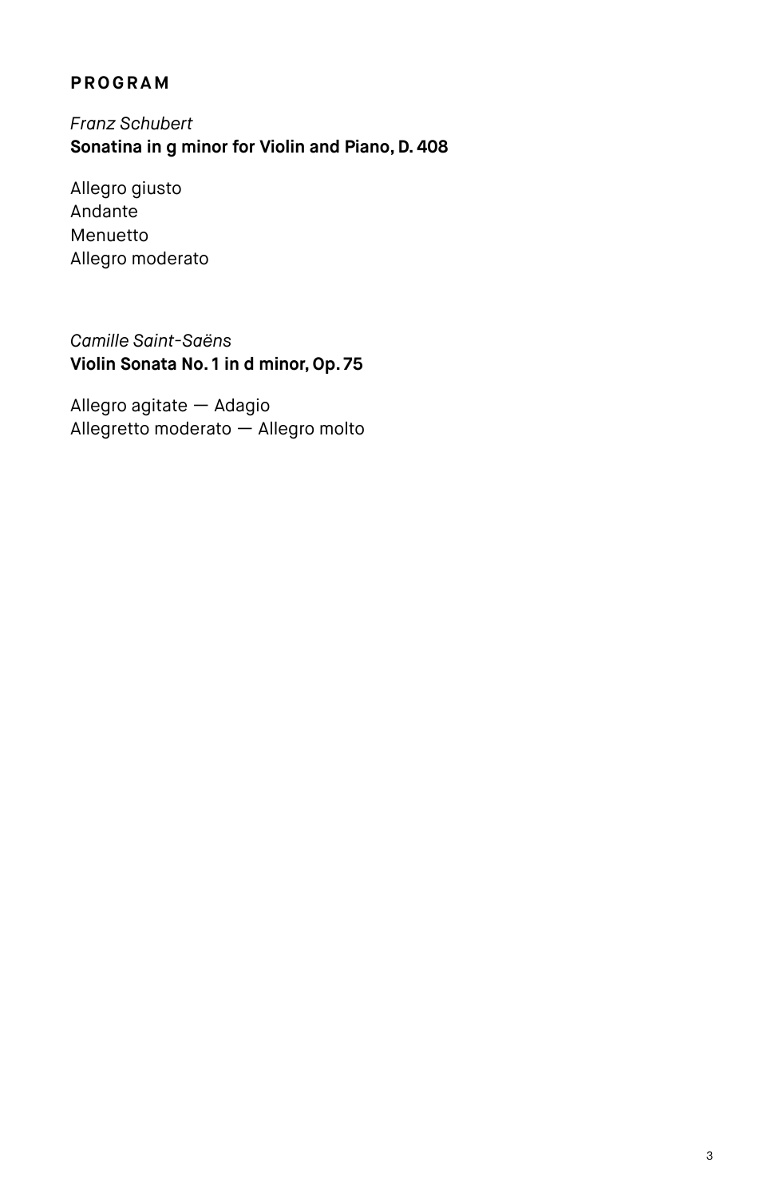## PROGRAM

*Franz Schubert*
**Sonatina in g minor for Violin and Piano, D. 408**

Allegro giusto
Andante
Menuetto
Allegro moderato

*Camille Saint-Saëns*
**Violin Sonata No. 1 in d minor, Op. 75**

Allegro agitate — Adagio
Allegretto moderato — Allegro molto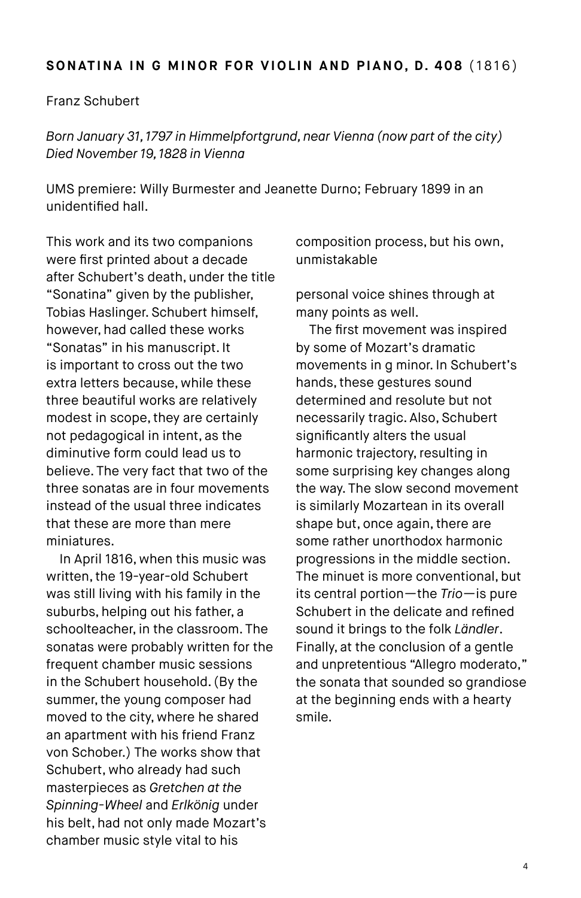## SONATINA IN G MINOR FOR VIOLIN AND PIANO, D. 408 (1816)

Franz Schubert

*Born January 31, 1797 in Himmelpfortgrund, near Vienna (now part of the city)*
*Died November 19, 1828 in Vienna*

UMS premiere: Willy Burmester and Jeanette Durno; February 1899 in an unidentified hall.

This work and its two companions were first printed about a decade after Schubert's death, under the title "Sonatina" given by the publisher, Tobias Haslinger. Schubert himself, however, had called these works "Sonatas" in his manuscript. It is important to cross out the two extra letters because, while these three beautiful works are relatively modest in scope, they are certainly not pedagogical in intent, as the diminutive form could lead us to believe. The very fact that two of the three sonatas are in four movements instead of the usual three indicates that these are more than mere miniatures.

In April 1816, when this music was written, the 19-year-old Schubert was still living with his family in the suburbs, helping out his father, a schoolteacher, in the classroom. The sonatas were probably written for the frequent chamber music sessions in the Schubert household. (By the summer, the young composer had moved to the city, where he shared an apartment with his friend Franz von Schober.) The works show that Schubert, who already had such masterpieces as *Gretchen at the Spinning-Wheel* and *Erlkönig* under his belt, had not only made Mozart's chamber music style vital to his composition process, but his own, unmistakable personal voice shines through at many points as well.

The first movement was inspired by some of Mozart's dramatic movements in g minor. In Schubert's hands, these gestures sound determined and resolute but not necessarily tragic. Also, Schubert significantly alters the usual harmonic trajectory, resulting in some surprising key changes along the way. The slow second movement is similarly Mozartean in its overall shape but, once again, there are some rather unorthodox harmonic progressions in the middle section. The minuet is more conventional, but its central portion—the *Trio*—is pure Schubert in the delicate and refined sound it brings to the folk *Ländler*. Finally, at the conclusion of a gentle and unpretentious "Allegro moderato," the sonata that sounded so grandiose at the beginning ends with a hearty smile.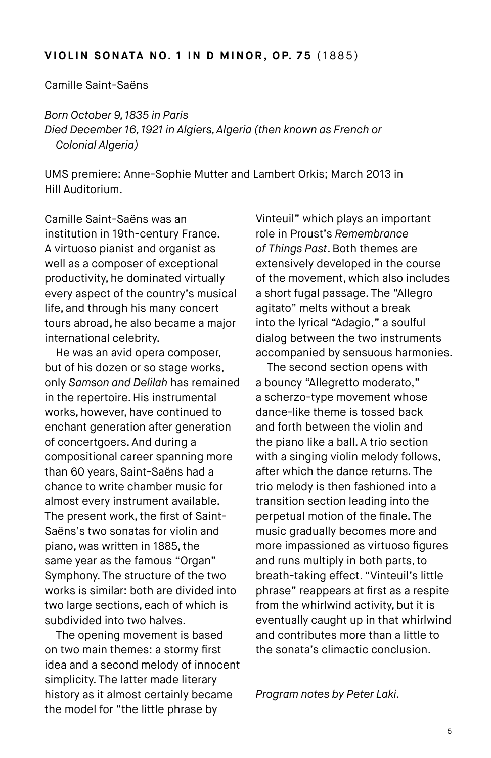## **VIOLIN SONATA NO. 1 IN D MINOR, OP. 75** (1885)

Camille Saint-Saëns

*Born October 9, 1835 in Paris*
*Died December 16, 1921 in Algiers, Algeria (then known as French or Colonial Algeria)*

UMS premiere: Anne-Sophie Mutter and Lambert Orkis; March 2013 in Hill Auditorium.

Camille Saint-Saëns was an institution in 19th-century France. A virtuoso pianist and organist as well as a composer of exceptional productivity, he dominated virtually every aspect of the country's musical life, and through his many concert tours abroad, he also became a major international celebrity.

He was an avid opera composer, but of his dozen or so stage works, only *Samson and Delilah* has remained in the repertoire. His instrumental works, however, have continued to enchant generation after generation of concertgoers. And during a compositional career spanning more than 60 years, Saint-Saëns had a chance to write chamber music for almost every instrument available. The present work, the first of Saint-Saëns's two sonatas for violin and piano, was written in 1885, the same year as the famous "Organ" Symphony. The structure of the two works is similar: both are divided into two large sections, each of which is subdivided into two halves.

The opening movement is based on two main themes: a stormy first idea and a second melody of innocent simplicity. The latter made literary history as it almost certainly became the model for "the little phrase by Vinteuil" which plays an important role in Proust's *Remembrance of Things Past*. Both themes are extensively developed in the course of the movement, which also includes a short fugal passage. The "Allegro agitato" melts without a break into the lyrical "Adagio," a soulful dialog between the two instruments accompanied by sensuous harmonies.

The second section opens with a bouncy "Allegretto moderato," a scherzo-type movement whose dance-like theme is tossed back and forth between the violin and the piano like a ball. A trio section with a singing violin melody follows, after which the dance returns. The trio melody is then fashioned into a transition section leading into the perpetual motion of the finale. The music gradually becomes more and more impassioned as virtuoso figures and runs multiply in both parts, to breath-taking effect. "Vinteuil's little phrase" reappears at first as a respite from the whirlwind activity, but it is eventually caught up in that whirlwind and contributes more than a little to the sonata's climactic conclusion.

*Program notes by Peter Laki.*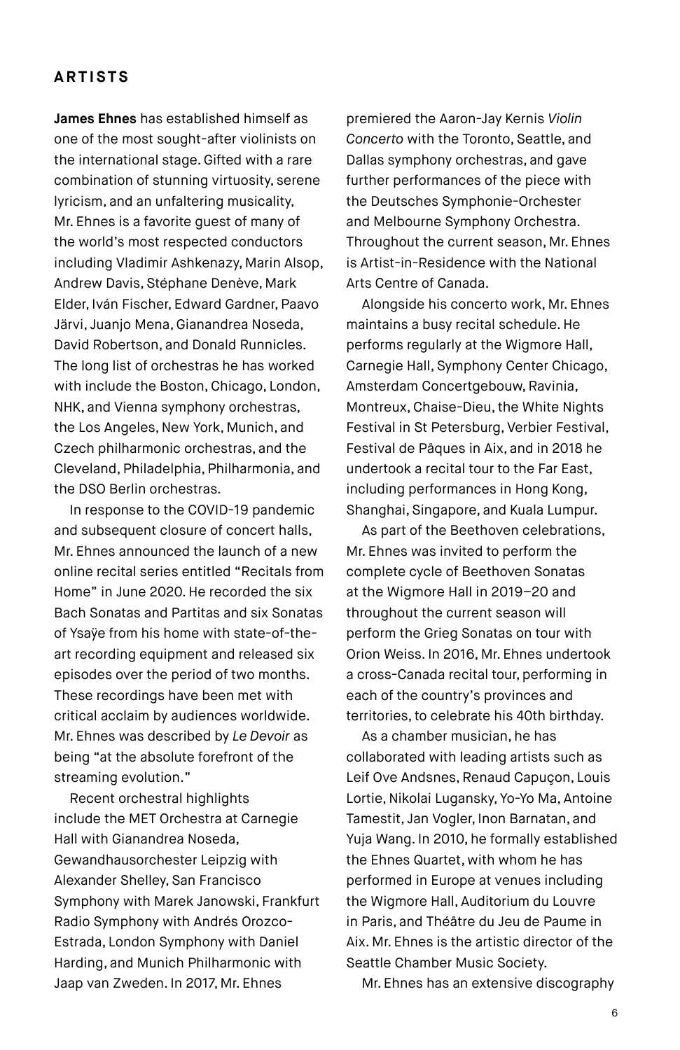## ARTISTS

**James Ehnes** has established himself as one of the most sought-after violinists on the international stage. Gifted with a rare combination of stunning virtuosity, serene lyricism, and an unfaltering musicality, Mr. Ehnes is a favorite guest of many of the world's most respected conductors including Vladimir Ashkenazy, Marin Alsop, Andrew Davis, Stéphane Denève, Mark Elder, Iván Fischer, Edward Gardner, Paavo Järvi, Juanjo Mena, Gianandrea Noseda, David Robertson, and Donald Runnicles. The long list of orchestras he has worked with include the Boston, Chicago, London, NHK, and Vienna symphony orchestras, the Los Angeles, New York, Munich, and Czech philharmonic orchestras, and the Cleveland, Philadelphia, Philharmonia, and the DSO Berlin orchestras.

In response to the COVID-19 pandemic and subsequent closure of concert halls, Mr. Ehnes announced the launch of a new online recital series entitled "Recitals from Home" in June 2020. He recorded the six Bach Sonatas and Partitas and six Sonatas of Ysaÿe from his home with state-of-the-art recording equipment and released six episodes over the period of two months. These recordings have been met with critical acclaim by audiences worldwide. Mr. Ehnes was described by *Le Devoir* as being "at the absolute forefront of the streaming evolution."

Recent orchestral highlights include the MET Orchestra at Carnegie Hall with Gianandrea Noseda, Gewandhausorchester Leipzig with Alexander Shelley, San Francisco Symphony with Marek Janowski, Frankfurt Radio Symphony with Andrés Orozco-Estrada, London Symphony with Daniel Harding, and Munich Philharmonic with Jaap van Zweden. In 2017, Mr. Ehnes premiered the Aaron-Jay Kernis *Violin Concerto* with the Toronto, Seattle, and Dallas symphony orchestras, and gave further performances of the piece with the Deutsches Symphonie-Orchester and Melbourne Symphony Orchestra. Throughout the current season, Mr. Ehnes is Artist-in-Residence with the National Arts Centre of Canada.

Alongside his concerto work, Mr. Ehnes maintains a busy recital schedule. He performs regularly at the Wigmore Hall, Carnegie Hall, Symphony Center Chicago, Amsterdam Concertgebouw, Ravinia, Montreux, Chaise-Dieu, the White Nights Festival in St Petersburg, Verbier Festival, Festival de Pâques in Aix, and in 2018 he undertook a recital tour to the Far East, including performances in Hong Kong, Shanghai, Singapore, and Kuala Lumpur.

As part of the Beethoven celebrations, Mr. Ehnes was invited to perform the complete cycle of Beethoven Sonatas at the Wigmore Hall in 2019–20 and throughout the current season will perform the Grieg Sonatas on tour with Orion Weiss. In 2016, Mr. Ehnes undertook a cross-Canada recital tour, performing in each of the country's provinces and territories, to celebrate his 40th birthday.

As a chamber musician, he has collaborated with leading artists such as Leif Ove Andsnes, Renaud Capuçon, Louis Lortie, Nikolai Lugansky, Yo-Yo Ma, Antoine Tamestit, Jan Vogler, Inon Barnatan, and Yuja Wang. In 2010, he formally established the Ehnes Quartet, with whom he has performed in Europe at venues including the Wigmore Hall, Auditorium du Louvre in Paris, and Théâtre du Jeu de Paume in Aix. Mr. Ehnes is the artistic director of the Seattle Chamber Music Society.

Mr. Ehnes has an extensive discography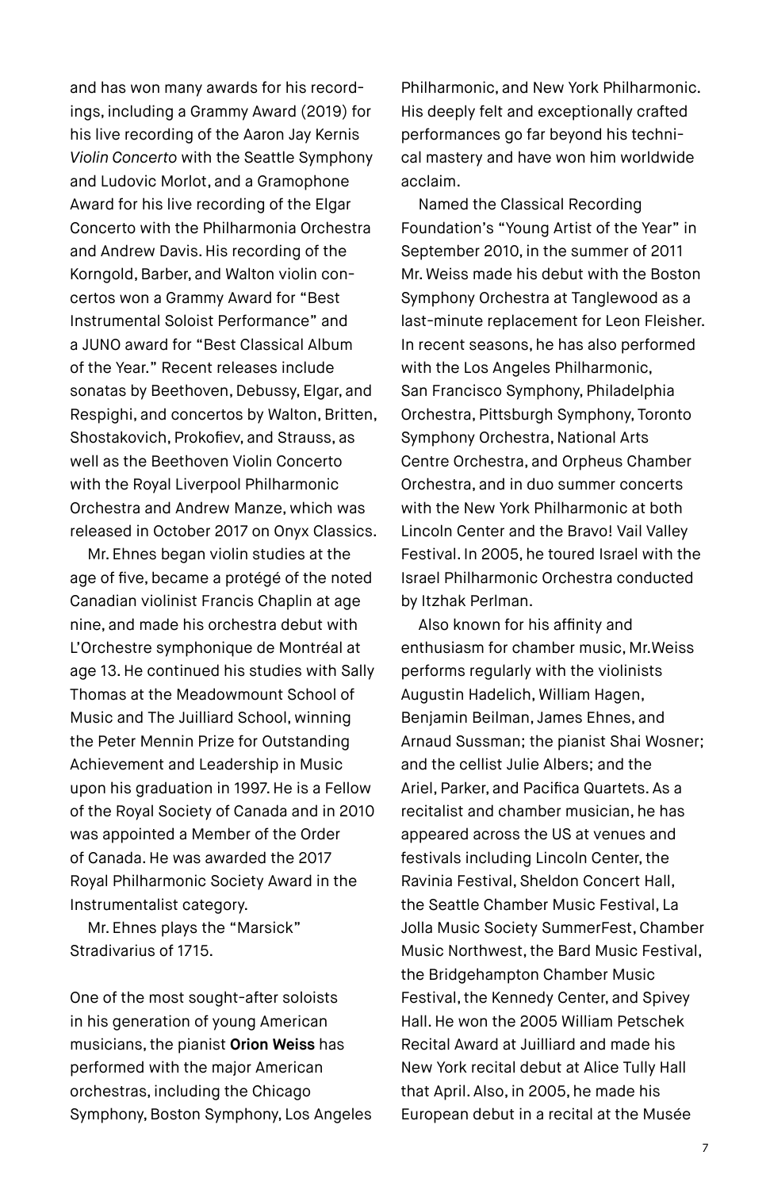and has won many awards for his recordings, including a Grammy Award (2019) for his live recording of the Aaron Jay Kernis *Violin Concerto* with the Seattle Symphony and Ludovic Morlot, and a Gramophone Award for his live recording of the Elgar Concerto with the Philharmonia Orchestra and Andrew Davis. His recording of the Korngold, Barber, and Walton violin concertos won a Grammy Award for "Best Instrumental Soloist Performance" and a JUNO award for "Best Classical Album of the Year." Recent releases include sonatas by Beethoven, Debussy, Elgar, and Respighi, and concertos by Walton, Britten, Shostakovich, Prokofiev, and Strauss, as well as the Beethoven Violin Concerto with the Royal Liverpool Philharmonic Orchestra and Andrew Manze, which was released in October 2017 on Onyx Classics.

Mr. Ehnes began violin studies at the age of five, became a protégé of the noted Canadian violinist Francis Chaplin at age nine, and made his orchestra debut with L'Orchestre symphonique de Montréal at age 13. He continued his studies with Sally Thomas at the Meadowmount School of Music and The Juilliard School, winning the Peter Mennin Prize for Outstanding Achievement and Leadership in Music upon his graduation in 1997. He is a Fellow of the Royal Society of Canada and in 2010 was appointed a Member of the Order of Canada. He was awarded the 2017 Royal Philharmonic Society Award in the Instrumentalist category.

Mr. Ehnes plays the "Marsick" Stradivarius of 1715.

One of the most sought-after soloists in his generation of young American musicians, the pianist **Orion Weiss** has performed with the major American orchestras, including the Chicago Symphony, Boston Symphony, Los Angeles Philharmonic, and New York Philharmonic. His deeply felt and exceptionally crafted performances go far beyond his technical mastery and have won him worldwide acclaim.

Named the Classical Recording Foundation's "Young Artist of the Year" in September 2010, in the summer of 2011 Mr. Weiss made his debut with the Boston Symphony Orchestra at Tanglewood as a last-minute replacement for Leon Fleisher. In recent seasons, he has also performed with the Los Angeles Philharmonic, San Francisco Symphony, Philadelphia Orchestra, Pittsburgh Symphony, Toronto Symphony Orchestra, National Arts Centre Orchestra, and Orpheus Chamber Orchestra, and in duo summer concerts with the New York Philharmonic at both Lincoln Center and the Bravo! Vail Valley Festival. In 2005, he toured Israel with the Israel Philharmonic Orchestra conducted by Itzhak Perlman.

Also known for his affinity and enthusiasm for chamber music, Mr.Weiss performs regularly with the violinists Augustin Hadelich, William Hagen, Benjamin Beilman, James Ehnes, and Arnaud Sussman; the pianist Shai Wosner; and the cellist Julie Albers; and the Ariel, Parker, and Pacifica Quartets. As a recitalist and chamber musician, he has appeared across the US at venues and festivals including Lincoln Center, the Ravinia Festival, Sheldon Concert Hall, the Seattle Chamber Music Festival, La Jolla Music Society SummerFest, Chamber Music Northwest, the Bard Music Festival, the Bridgehampton Chamber Music Festival, the Kennedy Center, and Spivey Hall. He won the 2005 William Petschek Recital Award at Juilliard and made his New York recital debut at Alice Tully Hall that April. Also, in 2005, he made his European debut in a recital at the Musée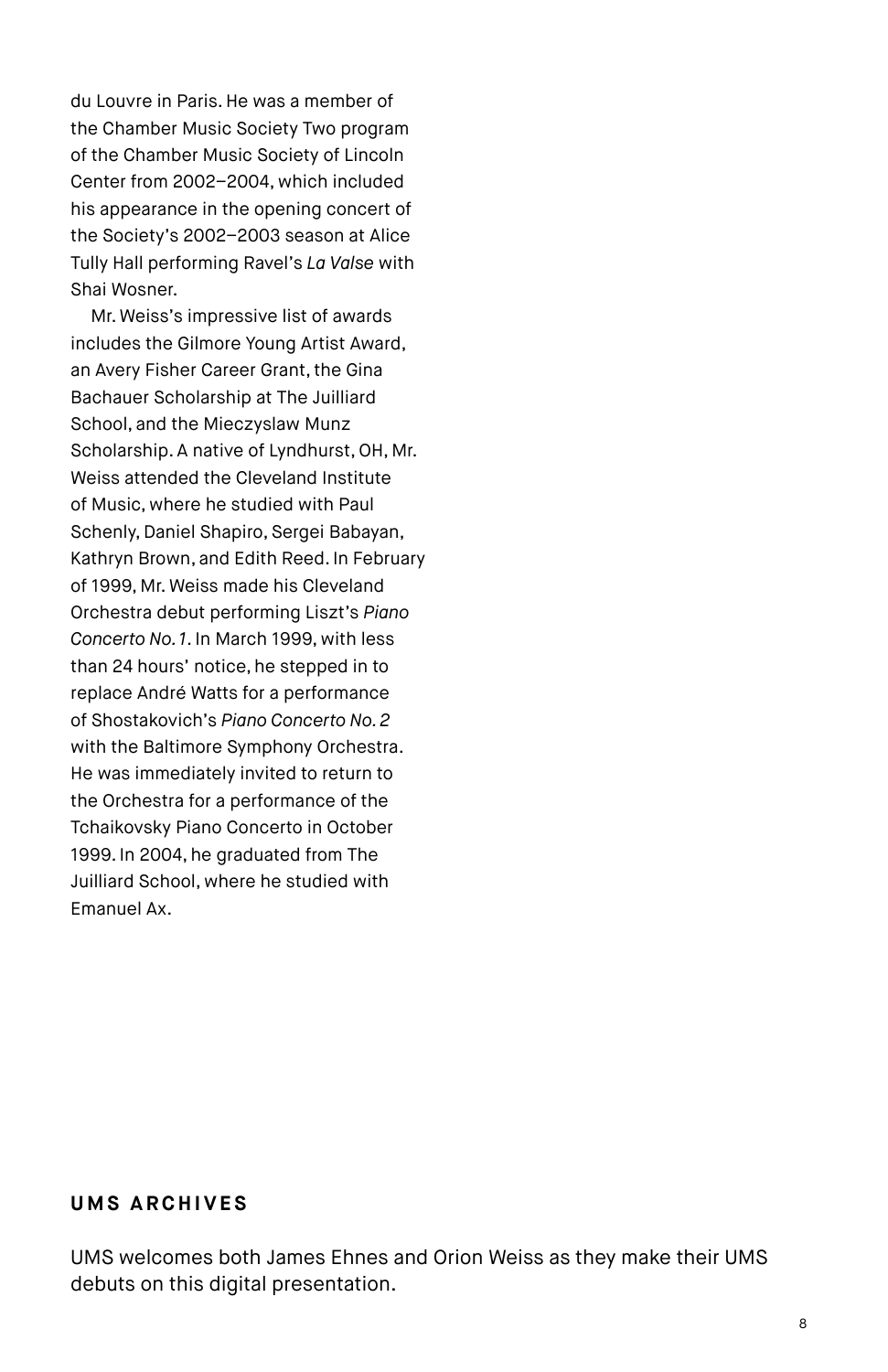du Louvre in Paris. He was a member of the Chamber Music Society Two program of the Chamber Music Society of Lincoln Center from 2002–2004, which included his appearance in the opening concert of the Society's 2002–2003 season at Alice Tully Hall performing Ravel's *La Valse* with Shai Wosner.

Mr. Weiss's impressive list of awards includes the Gilmore Young Artist Award, an Avery Fisher Career Grant, the Gina Bachauer Scholarship at The Juilliard School, and the Mieczyslaw Munz Scholarship. A native of Lyndhurst, OH, Mr. Weiss attended the Cleveland Institute of Music, where he studied with Paul Schenly, Daniel Shapiro, Sergei Babayan, Kathryn Brown, and Edith Reed. In February of 1999, Mr. Weiss made his Cleveland Orchestra debut performing Liszt's *Piano Concerto No. 1*. In March 1999, with less than 24 hours' notice, he stepped in to replace André Watts for a performance of Shostakovich's *Piano Concerto No. 2* with the Baltimore Symphony Orchestra. He was immediately invited to return to the Orchestra for a performance of the Tchaikovsky Piano Concerto in October 1999. In 2004, he graduated from The Juilliard School, where he studied with Emanuel Ax.

## UMS ARCHIVES

UMS welcomes both James Ehnes and Orion Weiss as they make their UMS debuts on this digital presentation.